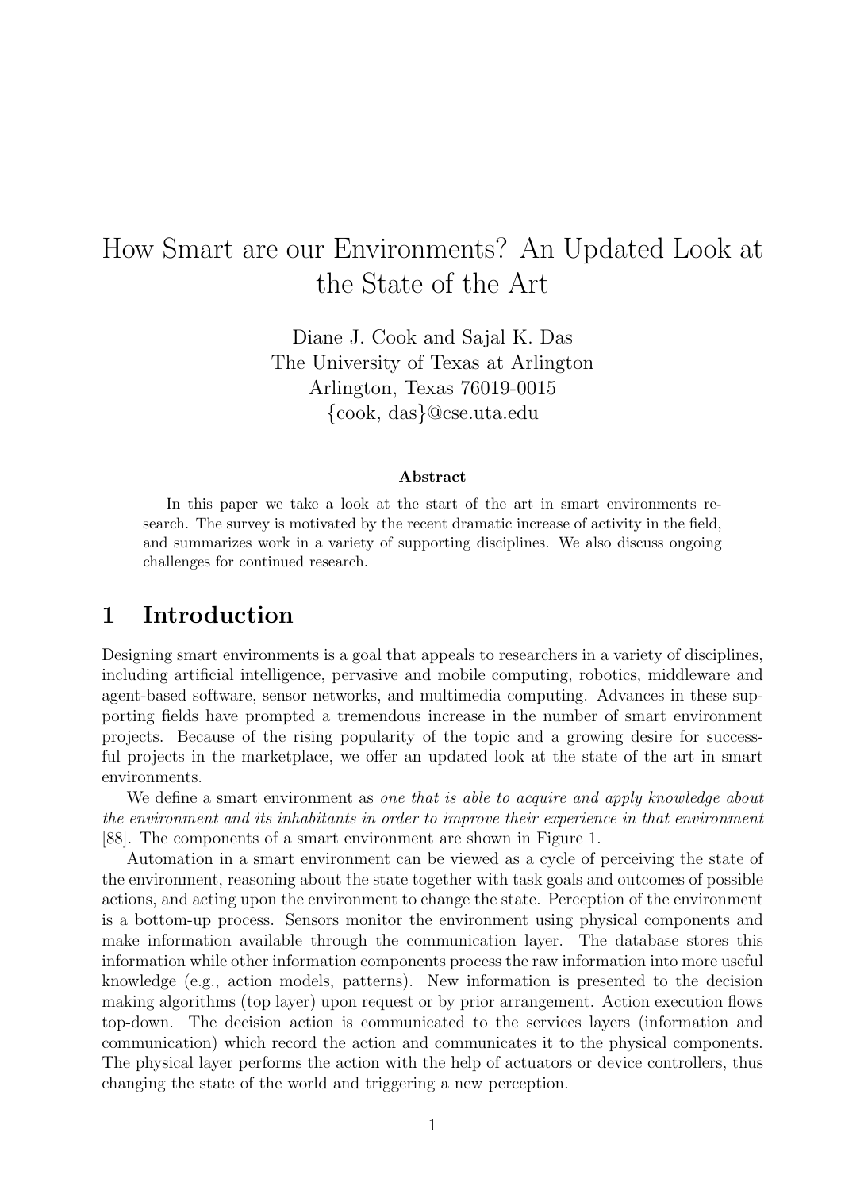# How Smart are our Environments? An Updated Look at the State of the Art

Diane J. Cook and Sajal K. Das
The University of Texas at Arlington
Arlington, Texas 76019-0015
{cook, das}@cse.uta.edu

**Abstract**

In this paper we take a look at the start of the art in smart environments research. The survey is motivated by the recent dramatic increase of activity in the field, and summarizes work in a variety of supporting disciplines. We also discuss ongoing challenges for continued research.

## 1 Introduction

Designing smart environments is a goal that appeals to researchers in a variety of disciplines, including artificial intelligence, pervasive and mobile computing, robotics, middleware and agent-based software, sensor networks, and multimedia computing. Advances in these supporting fields have prompted a tremendous increase in the number of smart environment projects. Because of the rising popularity of the topic and a growing desire for successful projects in the marketplace, we offer an updated look at the state of the art in smart environments.

We define a smart environment as *one that is able to acquire and apply knowledge about the environment and its inhabitants in order to improve their experience in that environment* [88]. The components of a smart environment are shown in Figure 1.

Automation in a smart environment can be viewed as a cycle of perceiving the state of the environment, reasoning about the state together with task goals and outcomes of possible actions, and acting upon the environment to change the state. Perception of the environment is a bottom-up process. Sensors monitor the environment using physical components and make information available through the communication layer. The database stores this information while other information components process the raw information into more useful knowledge (e.g., action models, patterns). New information is presented to the decision making algorithms (top layer) upon request or by prior arrangement. Action execution flows top-down. The decision action is communicated to the services layers (information and communication) which record the action and communicates it to the physical components. The physical layer performs the action with the help of actuators or device controllers, thus changing the state of the world and triggering a new perception.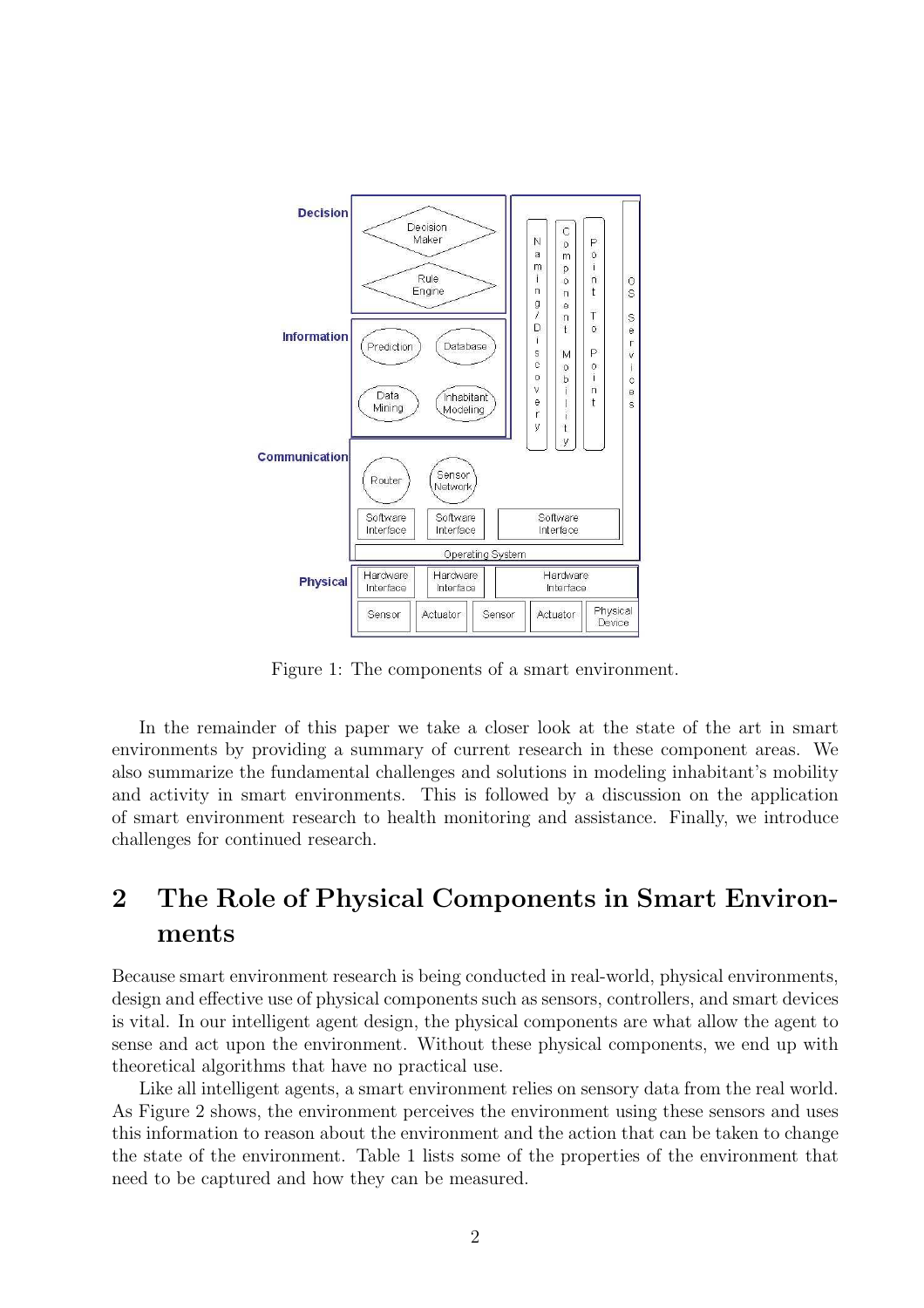Figure 1: The components of a smart environment.

In the remainder of this paper we take a closer look at the state of the art in smart environments by providing a summary of current research in these component areas. We also summarize the fundamental challenges and solutions in modeling inhabitant's mobility and activity in smart environments. This is followed by a discussion on the application of smart environment research to health monitoring and assistance. Finally, we introduce challenges for continued research.

## 2 The Role of Physical Components in Smart Environments

Because smart environment research is being conducted in real-world, physical environments, design and effective use of physical components such as sensors, controllers, and smart devices is vital. In our intelligent agent design, the physical components are what allow the agent to sense and act upon the environment. Without these physical components, we end up with theoretical algorithms that have no practical use.

Like all intelligent agents, a smart environment relies on sensory data from the real world. As Figure 2 shows, the environment perceives the environment using these sensors and uses this information to reason about the environment and the action that can be taken to change the state of the environment. Table 1 lists some of the properties of the environment that need to be captured and how they can be measured.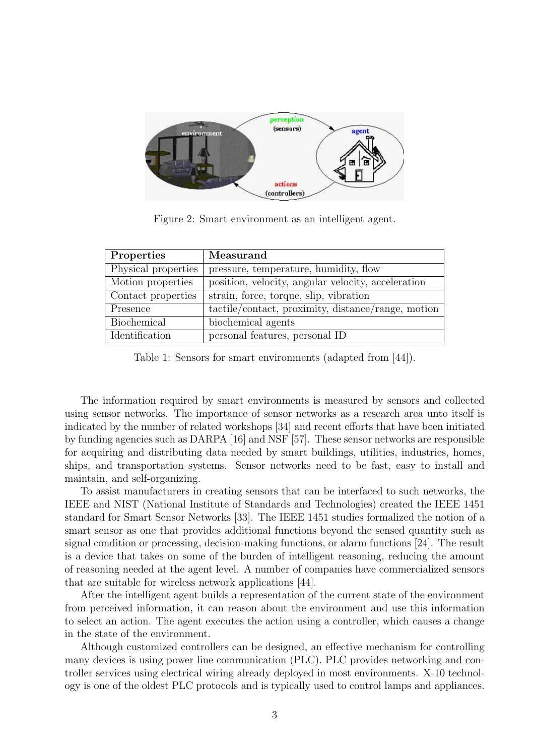Figure 2: Smart environment as an intelligent agent.

| Properties | Measurand |
|---|---|
| Physical properties | pressure, temperature, humidity, flow |
| Motion properties | position, velocity, angular velocity, acceleration |
| Contact properties | strain, force, torque, slip, vibration |
| Presence | tactile/contact, proximity, distance/range, motion |
| Biochemical | biochemical agents |
| Identification | personal features, personal ID |

Table 1: Sensors for smart environments (adapted from [44]).

The information required by smart environments is measured by sensors and collected using sensor networks. The importance of sensor networks as a research area unto itself is indicated by the number of related workshops [34] and recent efforts that have been initiated by funding agencies such as DARPA [16] and NSF [57]. These sensor networks are responsible for acquiring and distributing data needed by smart buildings, utilities, industries, homes, ships, and transportation systems. Sensor networks need to be fast, easy to install and maintain, and self-organizing.

To assist manufacturers in creating sensors that can be interfaced to such networks, the IEEE and NIST (National Institute of Standards and Technologies) created the IEEE 1451 standard for Smart Sensor Networks [33]. The IEEE 1451 studies formalized the notion of a smart sensor as one that provides additional functions beyond the sensed quantity such as signal condition or processing, decision-making functions, or alarm functions [24]. The result is a device that takes on some of the burden of intelligent reasoning, reducing the amount of reasoning needed at the agent level. A number of companies have commercialized sensors that are suitable for wireless network applications [44].

After the intelligent agent builds a representation of the current state of the environment from perceived information, it can reason about the environment and use this information to select an action. The agent executes the action using a controller, which causes a change in the state of the environment.

Although customized controllers can be designed, an effective mechanism for controlling many devices is using power line communication (PLC). PLC provides networking and controller services using electrical wiring already deployed in most environments. X-10 technology is one of the oldest PLC protocols and is typically used to control lamps and appliances.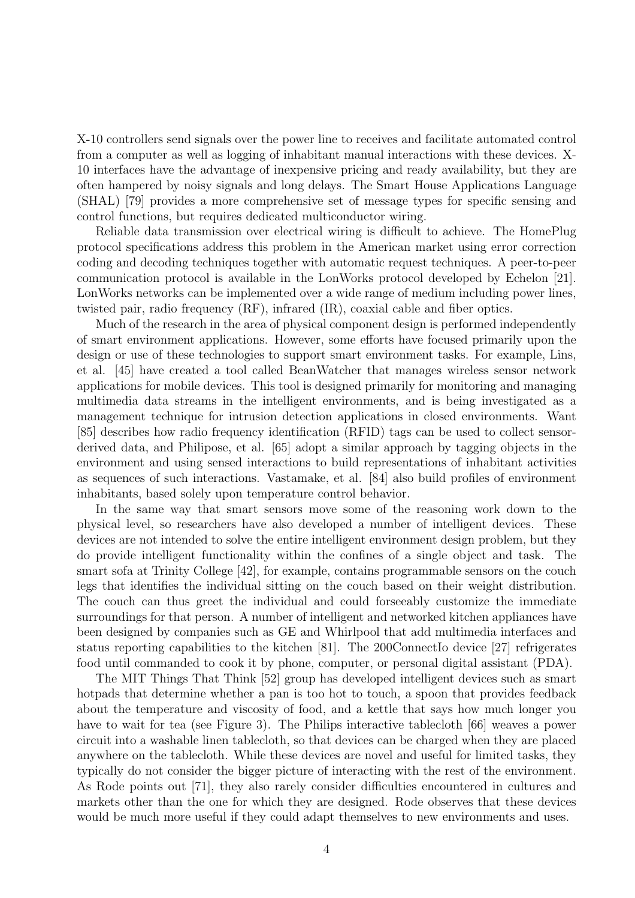X-10 controllers send signals over the power line to receives and facilitate automated control from a computer as well as logging of inhabitant manual interactions with these devices. X-10 interfaces have the advantage of inexpensive pricing and ready availability, but they are often hampered by noisy signals and long delays. The Smart House Applications Language (SHAL) [79] provides a more comprehensive set of message types for specific sensing and control functions, but requires dedicated multiconductor wiring.

Reliable data transmission over electrical wiring is difficult to achieve. The HomePlug protocol specifications address this problem in the American market using error correction coding and decoding techniques together with automatic request techniques. A peer-to-peer communication protocol is available in the LonWorks protocol developed by Echelon [21]. LonWorks networks can be implemented over a wide range of medium including power lines, twisted pair, radio frequency (RF), infrared (IR), coaxial cable and fiber optics.

Much of the research in the area of physical component design is performed independently of smart environment applications. However, some efforts have focused primarily upon the design or use of these technologies to support smart environment tasks. For example, Lins, et al. [45] have created a tool called BeanWatcher that manages wireless sensor network applications for mobile devices. This tool is designed primarily for monitoring and managing multimedia data streams in the intelligent environments, and is being investigated as a management technique for intrusion detection applications in closed environments. Want [85] describes how radio frequency identification (RFID) tags can be used to collect sensor-derived data, and Philipose, et al. [65] adopt a similar approach by tagging objects in the environment and using sensed interactions to build representations of inhabitant activities as sequences of such interactions. Vastamake, et al. [84] also build profiles of environment inhabitants, based solely upon temperature control behavior.

In the same way that smart sensors move some of the reasoning work down to the physical level, so researchers have also developed a number of intelligent devices. These devices are not intended to solve the entire intelligent environment design problem, but they do provide intelligent functionality within the confines of a single object and task. The smart sofa at Trinity College [42], for example, contains programmable sensors on the couch legs that identifies the individual sitting on the couch based on their weight distribution. The couch can thus greet the individual and could forseeably customize the immediate surroundings for that person. A number of intelligent and networked kitchen appliances have been designed by companies such as GE and Whirlpool that add multimedia interfaces and status reporting capabilities to the kitchen [81]. The 200ConnectIo device [27] refrigerates food until commanded to cook it by phone, computer, or personal digital assistant (PDA).

The MIT Things That Think [52] group has developed intelligent devices such as smart hotpads that determine whether a pan is too hot to touch, a spoon that provides feedback about the temperature and viscosity of food, and a kettle that says how much longer you have to wait for tea (see Figure 3). The Philips interactive tablecloth [66] weaves a power circuit into a washable linen tablecloth, so that devices can be charged when they are placed anywhere on the tablecloth. While these devices are novel and useful for limited tasks, they typically do not consider the bigger picture of interacting with the rest of the environment. As Rode points out [71], they also rarely consider difficulties encountered in cultures and markets other than the one for which they are designed. Rode observes that these devices would be much more useful if they could adapt themselves to new environments and uses.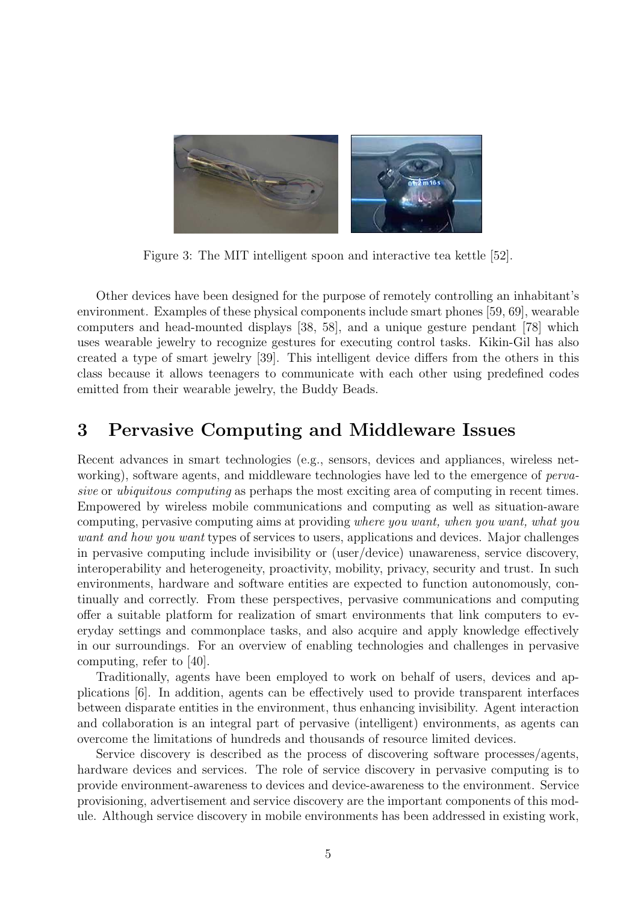Figure 3: The MIT intelligent spoon and interactive tea kettle [52].

Other devices have been designed for the purpose of remotely controlling an inhabitant's environment. Examples of these physical components include smart phones [59, 69], wearable computers and head-mounted displays [38, 58], and a unique gesture pendant [78] which uses wearable jewelry to recognize gestures for executing control tasks. Kikin-Gil has also created a type of smart jewelry [39]. This intelligent device differs from the others in this class because it allows teenagers to communicate with each other using predefined codes emitted from their wearable jewelry, the Buddy Beads.

# 3 Pervasive Computing and Middleware Issues

Recent advances in smart technologies (e.g., sensors, devices and appliances, wireless networking), software agents, and middleware technologies have led to the emergence of *pervasive* or *ubiquitous computing* as perhaps the most exciting area of computing in recent times. Empowered by wireless mobile communications and computing as well as situation-aware computing, pervasive computing aims at providing *where you want, when you want, what you want and how you want* types of services to users, applications and devices. Major challenges in pervasive computing include invisibility or (user/device) unawareness, service discovery, interoperability and heterogeneity, proactivity, mobility, privacy, security and trust. In such environments, hardware and software entities are expected to function autonomously, continually and correctly. From these perspectives, pervasive communications and computing offer a suitable platform for realization of smart environments that link computers to everyday settings and commonplace tasks, and also acquire and apply knowledge effectively in our surroundings. For an overview of enabling technologies and challenges in pervasive computing, refer to [40].

Traditionally, agents have been employed to work on behalf of users, devices and applications [6]. In addition, agents can be effectively used to provide transparent interfaces between disparate entities in the environment, thus enhancing invisibility. Agent interaction and collaboration is an integral part of pervasive (intelligent) environments, as agents can overcome the limitations of hundreds and thousands of resource limited devices.

Service discovery is described as the process of discovering software processes/agents, hardware devices and services. The role of service discovery in pervasive computing is to provide environment-awareness to devices and device-awareness to the environment. Service provisioning, advertisement and service discovery are the important components of this module. Although service discovery in mobile environments has been addressed in existing work,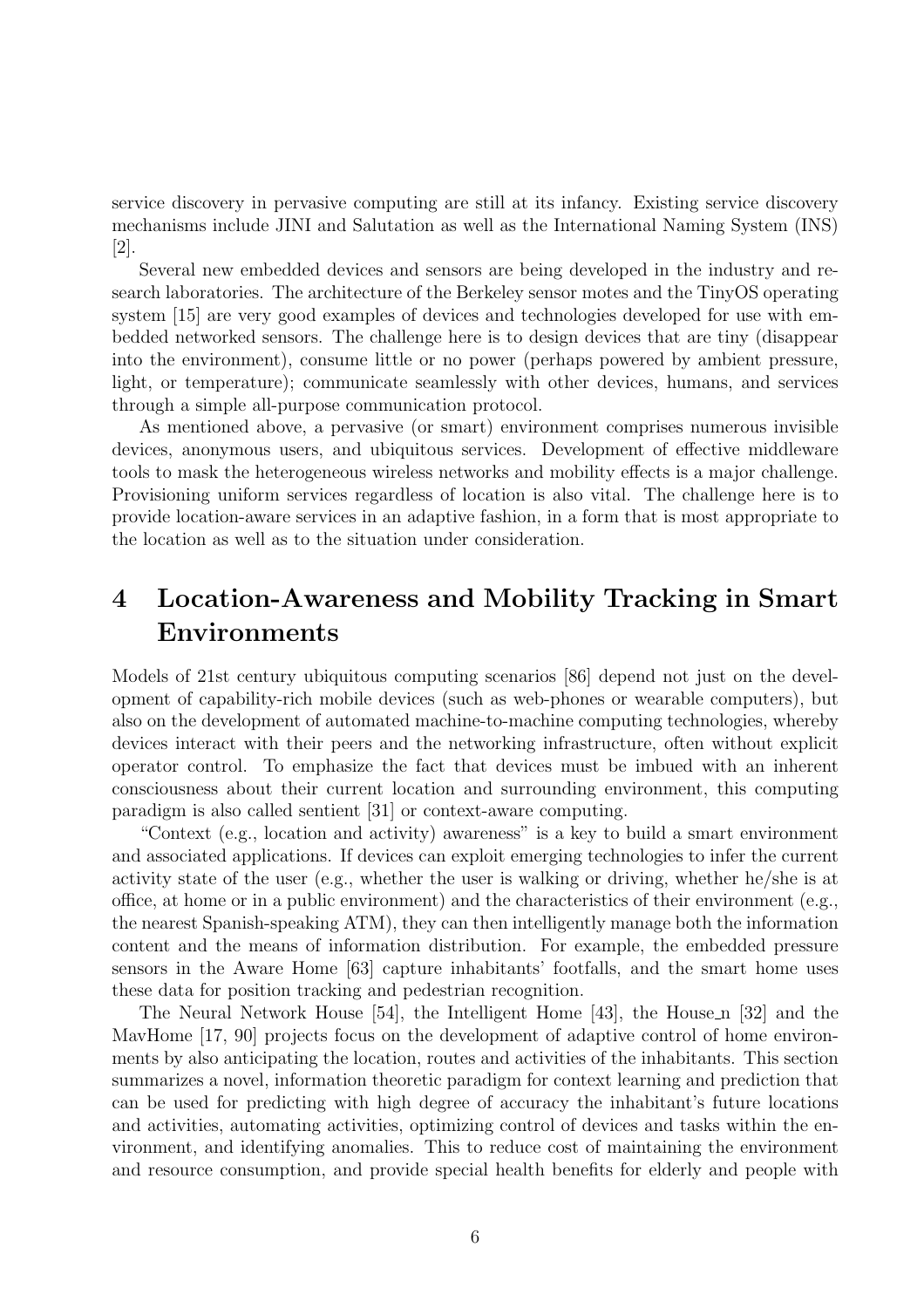service discovery in pervasive computing are still at its infancy. Existing service discovery mechanisms include JINI and Salutation as well as the International Naming System (INS) [2].

Several new embedded devices and sensors are being developed in the industry and research laboratories. The architecture of the Berkeley sensor motes and the TinyOS operating system [15] are very good examples of devices and technologies developed for use with embedded networked sensors. The challenge here is to design devices that are tiny (disappear into the environment), consume little or no power (perhaps powered by ambient pressure, light, or temperature); communicate seamlessly with other devices, humans, and services through a simple all-purpose communication protocol.

As mentioned above, a pervasive (or smart) environment comprises numerous invisible devices, anonymous users, and ubiquitous services. Development of effective middleware tools to mask the heterogeneous wireless networks and mobility effects is a major challenge. Provisioning uniform services regardless of location is also vital. The challenge here is to provide location-aware services in an adaptive fashion, in a form that is most appropriate to the location as well as to the situation under consideration.

# 4 Location-Awareness and Mobility Tracking in Smart Environments

Models of 21st century ubiquitous computing scenarios [86] depend not just on the development of capability-rich mobile devices (such as web-phones or wearable computers), but also on the development of automated machine-to-machine computing technologies, whereby devices interact with their peers and the networking infrastructure, often without explicit operator control. To emphasize the fact that devices must be imbued with an inherent consciousness about their current location and surrounding environment, this computing paradigm is also called sentient [31] or context-aware computing.

"Context (e.g., location and activity) awareness" is a key to build a smart environment and associated applications. If devices can exploit emerging technologies to infer the current activity state of the user (e.g., whether the user is walking or driving, whether he/she is at office, at home or in a public environment) and the characteristics of their environment (e.g., the nearest Spanish-speaking ATM), they can then intelligently manage both the information content and the means of information distribution. For example, the embedded pressure sensors in the Aware Home [63] capture inhabitants' footfalls, and the smart home uses these data for position tracking and pedestrian recognition.

The Neural Network House [54], the Intelligent Home [43], the House_n [32] and the MavHome [17, 90] projects focus on the development of adaptive control of home environments by also anticipating the location, routes and activities of the inhabitants. This section summarizes a novel, information theoretic paradigm for context learning and prediction that can be used for predicting with high degree of accuracy the inhabitant's future locations and activities, automating activities, optimizing control of devices and tasks within the environment, and identifying anomalies. This to reduce cost of maintaining the environment and resource consumption, and provide special health benefits for elderly and people with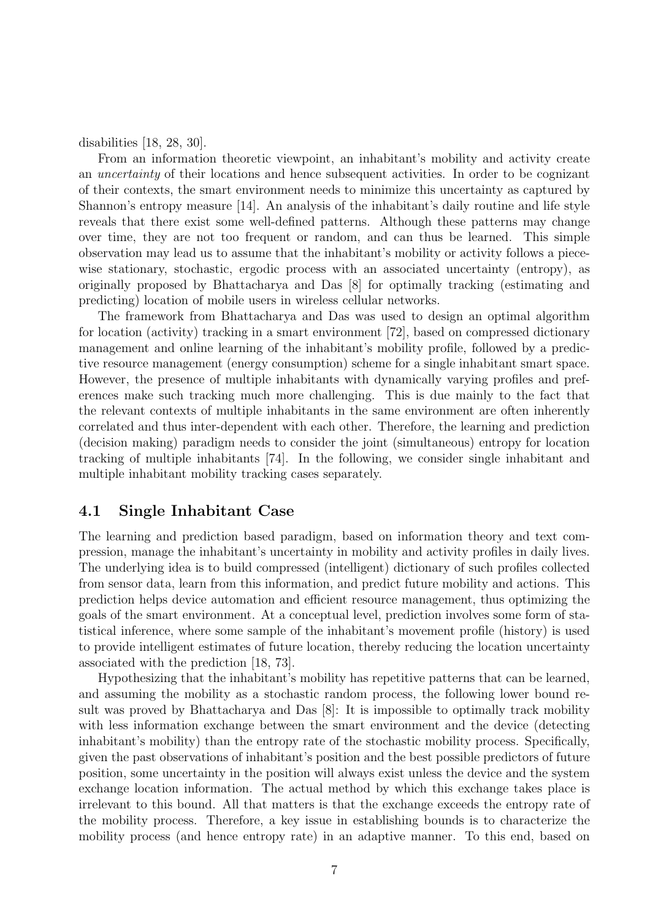disabilities [18, 28, 30].

From an information theoretic viewpoint, an inhabitant's mobility and activity create an *uncertainty* of their locations and hence subsequent activities. In order to be cognizant of their contexts, the smart environment needs to minimize this uncertainty as captured by Shannon's entropy measure [14]. An analysis of the inhabitant's daily routine and life style reveals that there exist some well-defined patterns. Although these patterns may change over time, they are not too frequent or random, and can thus be learned. This simple observation may lead us to assume that the inhabitant's mobility or activity follows a piece-wise stationary, stochastic, ergodic process with an associated uncertainty (entropy), as originally proposed by Bhattacharya and Das [8] for optimally tracking (estimating and predicting) location of mobile users in wireless cellular networks.

The framework from Bhattacharya and Das was used to design an optimal algorithm for location (activity) tracking in a smart environment [72], based on compressed dictionary management and online learning of the inhabitant's mobility profile, followed by a predictive resource management (energy consumption) scheme for a single inhabitant smart space. However, the presence of multiple inhabitants with dynamically varying profiles and preferences make such tracking much more challenging. This is due mainly to the fact that the relevant contexts of multiple inhabitants in the same environment are often inherently correlated and thus inter-dependent with each other. Therefore, the learning and prediction (decision making) paradigm needs to consider the joint (simultaneous) entropy for location tracking of multiple inhabitants [74]. In the following, we consider single inhabitant and multiple inhabitant mobility tracking cases separately.

## 4.1 Single Inhabitant Case

The learning and prediction based paradigm, based on information theory and text compression, manage the inhabitant's uncertainty in mobility and activity profiles in daily lives. The underlying idea is to build compressed (intelligent) dictionary of such profiles collected from sensor data, learn from this information, and predict future mobility and actions. This prediction helps device automation and efficient resource management, thus optimizing the goals of the smart environment. At a conceptual level, prediction involves some form of statistical inference, where some sample of the inhabitant's movement profile (history) is used to provide intelligent estimates of future location, thereby reducing the location uncertainty associated with the prediction [18, 73].

Hypothesizing that the inhabitant's mobility has repetitive patterns that can be learned, and assuming the mobility as a stochastic random process, the following lower bound result was proved by Bhattacharya and Das [8]: It is impossible to optimally track mobility with less information exchange between the smart environment and the device (detecting inhabitant's mobility) than the entropy rate of the stochastic mobility process. Specifically, given the past observations of inhabitant's position and the best possible predictors of future position, some uncertainty in the position will always exist unless the device and the system exchange location information. The actual method by which this exchange takes place is irrelevant to this bound. All that matters is that the exchange exceeds the entropy rate of the mobility process. Therefore, a key issue in establishing bounds is to characterize the mobility process (and hence entropy rate) in an adaptive manner. To this end, based on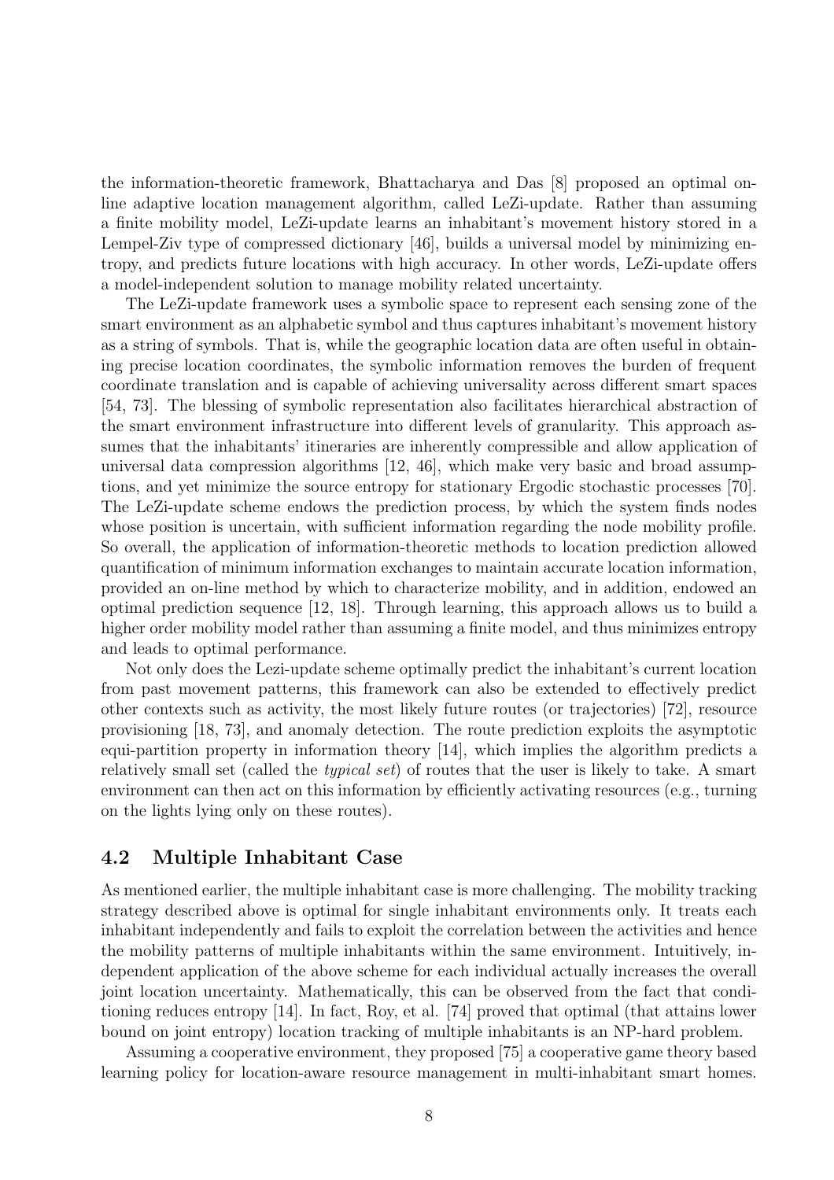the information-theoretic framework, Bhattacharya and Das [8] proposed an optimal online adaptive location management algorithm, called LeZi-update. Rather than assuming a finite mobility model, LeZi-update learns an inhabitant's movement history stored in a Lempel-Ziv type of compressed dictionary [46], builds a universal model by minimizing entropy, and predicts future locations with high accuracy. In other words, LeZi-update offers a model-independent solution to manage mobility related uncertainty.

The LeZi-update framework uses a symbolic space to represent each sensing zone of the smart environment as an alphabetic symbol and thus captures inhabitant's movement history as a string of symbols. That is, while the geographic location data are often useful in obtaining precise location coordinates, the symbolic information removes the burden of frequent coordinate translation and is capable of achieving universality across different smart spaces [54, 73]. The blessing of symbolic representation also facilitates hierarchical abstraction of the smart environment infrastructure into different levels of granularity. This approach assumes that the inhabitants' itineraries are inherently compressible and allow application of universal data compression algorithms [12, 46], which make very basic and broad assumptions, and yet minimize the source entropy for stationary Ergodic stochastic processes [70]. The LeZi-update scheme endows the prediction process, by which the system finds nodes whose position is uncertain, with sufficient information regarding the node mobility profile. So overall, the application of information-theoretic methods to location prediction allowed quantification of minimum information exchanges to maintain accurate location information, provided an on-line method by which to characterize mobility, and in addition, endowed an optimal prediction sequence [12, 18]. Through learning, this approach allows us to build a higher order mobility model rather than assuming a finite model, and thus minimizes entropy and leads to optimal performance.

Not only does the Lezi-update scheme optimally predict the inhabitant's current location from past movement patterns, this framework can also be extended to effectively predict other contexts such as activity, the most likely future routes (or trajectories) [72], resource provisioning [18, 73], and anomaly detection. The route prediction exploits the asymptotic equi-partition property in information theory [14], which implies the algorithm predicts a relatively small set (called the *typical set*) of routes that the user is likely to take. A smart environment can then act on this information by efficiently activating resources (e.g., turning on the lights lying only on these routes).

## 4.2 Multiple Inhabitant Case

As mentioned earlier, the multiple inhabitant case is more challenging. The mobility tracking strategy described above is optimal for single inhabitant environments only. It treats each inhabitant independently and fails to exploit the correlation between the activities and hence the mobility patterns of multiple inhabitants within the same environment. Intuitively, independent application of the above scheme for each individual actually increases the overall joint location uncertainty. Mathematically, this can be observed from the fact that conditioning reduces entropy [14]. In fact, Roy, et al. [74] proved that optimal (that attains lower bound on joint entropy) location tracking of multiple inhabitants is an NP-hard problem.

Assuming a cooperative environment, they proposed [75] a cooperative game theory based learning policy for location-aware resource management in multi-inhabitant smart homes.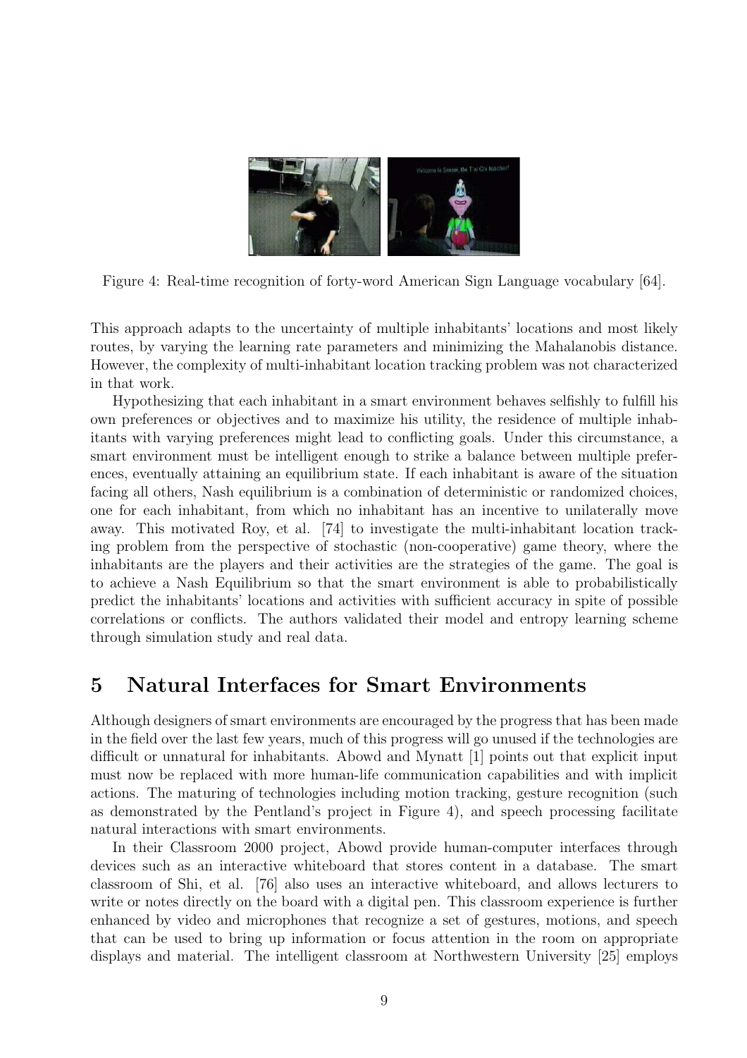Figure 4: Real-time recognition of forty-word American Sign Language vocabulary [64].

This approach adapts to the uncertainty of multiple inhabitants' locations and most likely routes, by varying the learning rate parameters and minimizing the Mahalanobis distance. However, the complexity of multi-inhabitant location tracking problem was not characterized in that work.

Hypothesizing that each inhabitant in a smart environment behaves selfishly to fulfill his own preferences or objectives and to maximize his utility, the residence of multiple inhabitants with varying preferences might lead to conflicting goals. Under this circumstance, a smart environment must be intelligent enough to strike a balance between multiple preferences, eventually attaining an equilibrium state. If each inhabitant is aware of the situation facing all others, Nash equilibrium is a combination of deterministic or randomized choices, one for each inhabitant, from which no inhabitant has an incentive to unilaterally move away. This motivated Roy, et al. [74] to investigate the multi-inhabitant location tracking problem from the perspective of stochastic (non-cooperative) game theory, where the inhabitants are the players and their activities are the strategies of the game. The goal is to achieve a Nash Equilibrium so that the smart environment is able to probabilistically predict the inhabitants' locations and activities with sufficient accuracy in spite of possible correlations or conflicts. The authors validated their model and entropy learning scheme through simulation study and real data.

# 5 Natural Interfaces for Smart Environments

Although designers of smart environments are encouraged by the progress that has been made in the field over the last few years, much of this progress will go unused if the technologies are difficult or unnatural for inhabitants. Abowd and Mynatt [1] points out that explicit input must now be replaced with more human-life communication capabilities and with implicit actions. The maturing of technologies including motion tracking, gesture recognition (such as demonstrated by the Pentland's project in Figure 4), and speech processing facilitate natural interactions with smart environments.

In their Classroom 2000 project, Abowd provide human-computer interfaces through devices such as an interactive whiteboard that stores content in a database. The smart classroom of Shi, et al. [76] also uses an interactive whiteboard, and allows lecturers to write or notes directly on the board with a digital pen. This classroom experience is further enhanced by video and microphones that recognize a set of gestures, motions, and speech that can be used to bring up information or focus attention in the room on appropriate displays and material. The intelligent classroom at Northwestern University [25] employs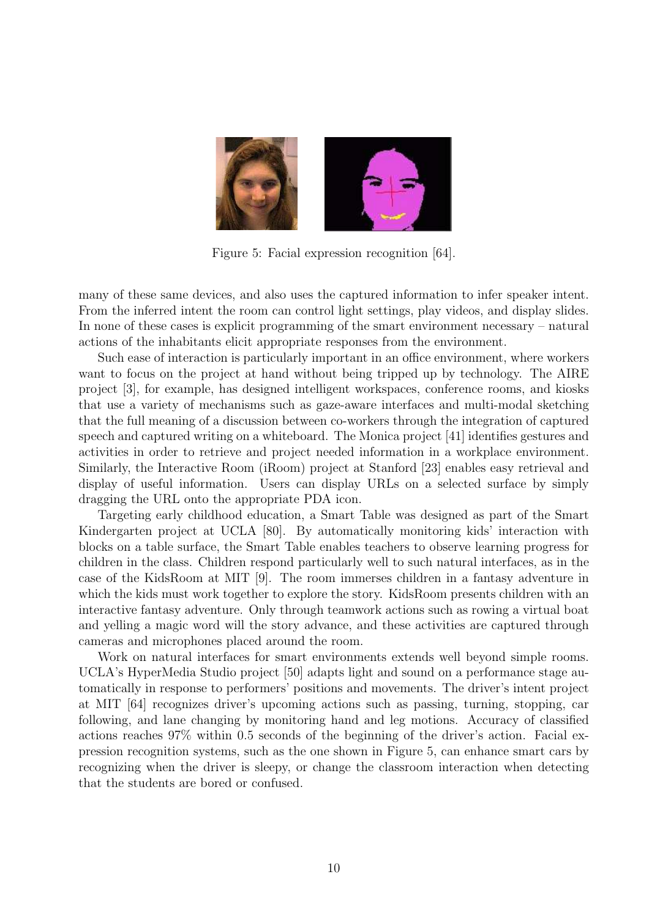Figure 5: Facial expression recognition [64].

many of these same devices, and also uses the captured information to infer speaker intent. From the inferred intent the room can control light settings, play videos, and display slides. In none of these cases is explicit programming of the smart environment necessary – natural actions of the inhabitants elicit appropriate responses from the environment.

Such ease of interaction is particularly important in an office environment, where workers want to focus on the project at hand without being tripped up by technology. The AIRE project [3], for example, has designed intelligent workspaces, conference rooms, and kiosks that use a variety of mechanisms such as gaze-aware interfaces and multi-modal sketching that the full meaning of a discussion between co-workers through the integration of captured speech and captured writing on a whiteboard. The Monica project [41] identifies gestures and activities in order to retrieve and project needed information in a workplace environment. Similarly, the Interactive Room (iRoom) project at Stanford [23] enables easy retrieval and display of useful information. Users can display URLs on a selected surface by simply dragging the URL onto the appropriate PDA icon.

Targeting early childhood education, a Smart Table was designed as part of the Smart Kindergarten project at UCLA [80]. By automatically monitoring kids' interaction with blocks on a table surface, the Smart Table enables teachers to observe learning progress for children in the class. Children respond particularly well to such natural interfaces, as in the case of the KidsRoom at MIT [9]. The room immerses children in a fantasy adventure in which the kids must work together to explore the story. KidsRoom presents children with an interactive fantasy adventure. Only through teamwork actions such as rowing a virtual boat and yelling a magic word will the story advance, and these activities are captured through cameras and microphones placed around the room.

Work on natural interfaces for smart environments extends well beyond simple rooms. UCLA's HyperMedia Studio project [50] adapts light and sound on a performance stage automatically in response to performers' positions and movements. The driver's intent project at MIT [64] recognizes driver's upcoming actions such as passing, turning, stopping, car following, and lane changing by monitoring hand and leg motions. Accuracy of classified actions reaches 97% within 0.5 seconds of the beginning of the driver's action. Facial expression recognition systems, such as the one shown in Figure 5, can enhance smart cars by recognizing when the driver is sleepy, or change the classroom interaction when detecting that the students are bored or confused.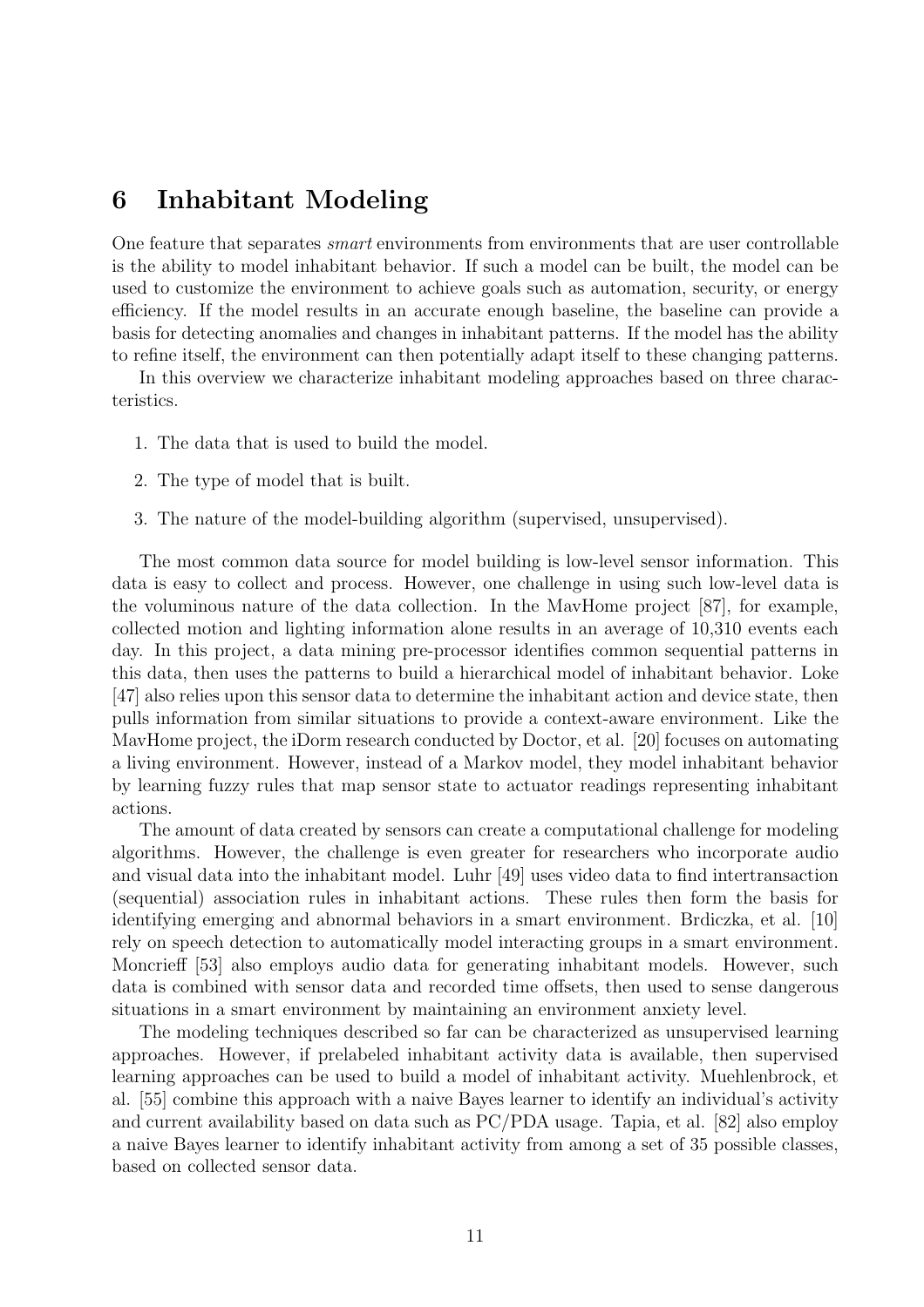# 6 Inhabitant Modeling

One feature that separates *smart* environments from environments that are user controllable is the ability to model inhabitant behavior. If such a model can be built, the model can be used to customize the environment to achieve goals such as automation, security, or energy efficiency. If the model results in an accurate enough baseline, the baseline can provide a basis for detecting anomalies and changes in inhabitant patterns. If the model has the ability to refine itself, the environment can then potentially adapt itself to these changing patterns.

In this overview we characterize inhabitant modeling approaches based on three characteristics.

1. The data that is used to build the model.
2. The type of model that is built.
3. The nature of the model-building algorithm (supervised, unsupervised).

The most common data source for model building is low-level sensor information. This data is easy to collect and process. However, one challenge in using such low-level data is the voluminous nature of the data collection. In the MavHome project [87], for example, collected motion and lighting information alone results in an average of 10,310 events each day. In this project, a data mining pre-processor identifies common sequential patterns in this data, then uses the patterns to build a hierarchical model of inhabitant behavior. Loke [47] also relies upon this sensor data to determine the inhabitant action and device state, then pulls information from similar situations to provide a context-aware environment. Like the MavHome project, the iDorm research conducted by Doctor, et al. [20] focuses on automating a living environment. However, instead of a Markov model, they model inhabitant behavior by learning fuzzy rules that map sensor state to actuator readings representing inhabitant actions.

The amount of data created by sensors can create a computational challenge for modeling algorithms. However, the challenge is even greater for researchers who incorporate audio and visual data into the inhabitant model. Luhr [49] uses video data to find intertransaction (sequential) association rules in inhabitant actions. These rules then form the basis for identifying emerging and abnormal behaviors in a smart environment. Brdiczka, et al. [10] rely on speech detection to automatically model interacting groups in a smart environment. Moncrieff [53] also employs audio data for generating inhabitant models. However, such data is combined with sensor data and recorded time offsets, then used to sense dangerous situations in a smart environment by maintaining an environment anxiety level.

The modeling techniques described so far can be characterized as unsupervised learning approaches. However, if prelabeled inhabitant activity data is available, then supervised learning approaches can be used to build a model of inhabitant activity. Muehlenbrock, et al. [55] combine this approach with a naive Bayes learner to identify an individual's activity and current availability based on data such as PC/PDA usage. Tapia, et al. [82] also employ a naive Bayes learner to identify inhabitant activity from among a set of 35 possible classes, based on collected sensor data.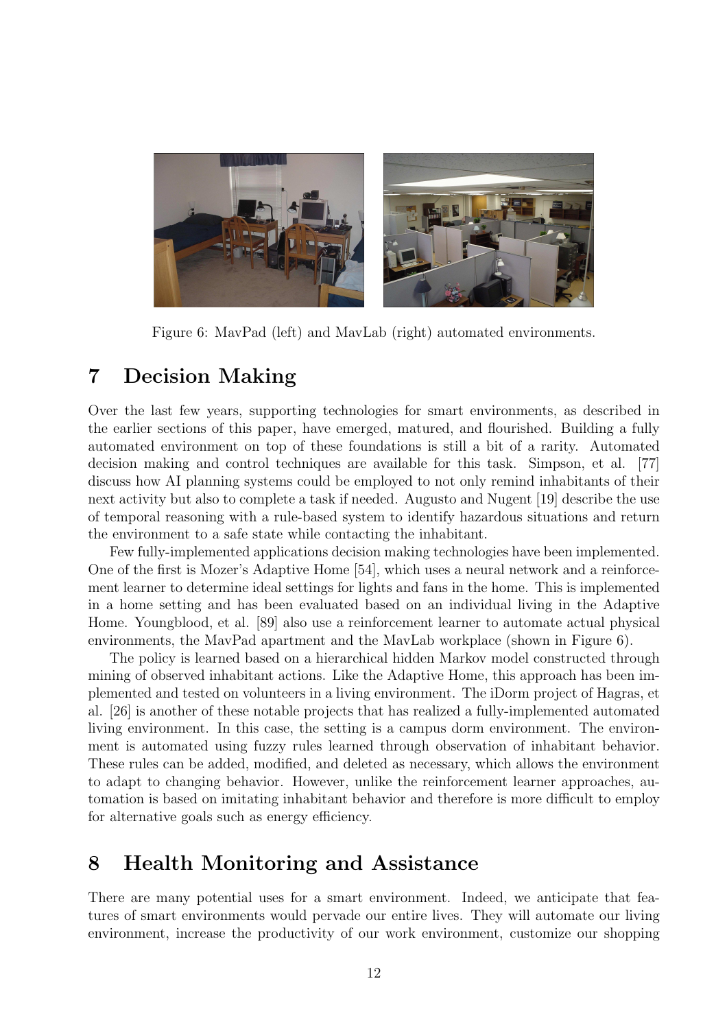Figure 6: MavPad (left) and MavLab (right) automated environments.

## 7 Decision Making

Over the last few years, supporting technologies for smart environments, as described in the earlier sections of this paper, have emerged, matured, and flourished. Building a fully automated environment on top of these foundations is still a bit of a rarity. Automated decision making and control techniques are available for this task. Simpson, et al. [77] discuss how AI planning systems could be employed to not only remind inhabitants of their next activity but also to complete a task if needed. Augusto and Nugent [19] describe the use of temporal reasoning with a rule-based system to identify hazardous situations and return the environment to a safe state while contacting the inhabitant.

Few fully-implemented applications decision making technologies have been implemented. One of the first is Mozer's Adaptive Home [54], which uses a neural network and a reinforcement learner to determine ideal settings for lights and fans in the home. This is implemented in a home setting and has been evaluated based on an individual living in the Adaptive Home. Youngblood, et al. [89] also use a reinforcement learner to automate actual physical environments, the MavPad apartment and the MavLab workplace (shown in Figure 6).

The policy is learned based on a hierarchical hidden Markov model constructed through mining of observed inhabitant actions. Like the Adaptive Home, this approach has been implemented and tested on volunteers in a living environment. The iDorm project of Hagras, et al. [26] is another of these notable projects that has realized a fully-implemented automated living environment. In this case, the setting is a campus dorm environment. The environment is automated using fuzzy rules learned through observation of inhabitant behavior. These rules can be added, modified, and deleted as necessary, which allows the environment to adapt to changing behavior. However, unlike the reinforcement learner approaches, automation is based on imitating inhabitant behavior and therefore is more difficult to employ for alternative goals such as energy efficiency.

## 8 Health Monitoring and Assistance

There are many potential uses for a smart environment. Indeed, we anticipate that features of smart environments would pervade our entire lives. They will automate our living environment, increase the productivity of our work environment, customize our shopping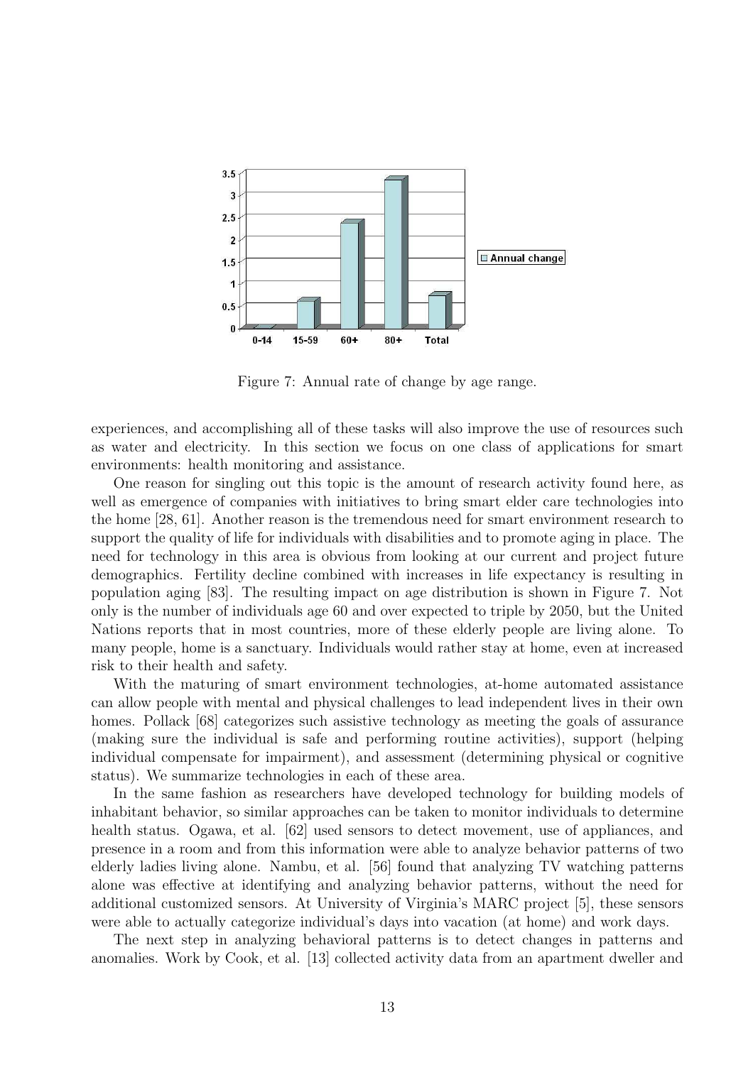Figure 7: Annual rate of change by age range.

experiences, and accomplishing all of these tasks will also improve the use of resources such as water and electricity. In this section we focus on one class of applications for smart environments: health monitoring and assistance.

One reason for singling out this topic is the amount of research activity found here, as well as emergence of companies with initiatives to bring smart elder care technologies into the home [28, 61]. Another reason is the tremendous need for smart environment research to support the quality of life for individuals with disabilities and to promote aging in place. The need for technology in this area is obvious from looking at our current and project future demographics. Fertility decline combined with increases in life expectancy is resulting in population aging [83]. The resulting impact on age distribution is shown in Figure 7. Not only is the number of individuals age 60 and over expected to triple by 2050, but the United Nations reports that in most countries, more of these elderly people are living alone. To many people, home is a sanctuary. Individuals would rather stay at home, even at increased risk to their health and safety.

With the maturing of smart environment technologies, at-home automated assistance can allow people with mental and physical challenges to lead independent lives in their own homes. Pollack [68] categorizes such assistive technology as meeting the goals of assurance (making sure the individual is safe and performing routine activities), support (helping individual compensate for impairment), and assessment (determining physical or cognitive status). We summarize technologies in each of these area.

In the same fashion as researchers have developed technology for building models of inhabitant behavior, so similar approaches can be taken to monitor individuals to determine health status. Ogawa, et al. [62] used sensors to detect movement, use of appliances, and presence in a room and from this information were able to analyze behavior patterns of two elderly ladies living alone. Nambu, et al. [56] found that analyzing TV watching patterns alone was effective at identifying and analyzing behavior patterns, without the need for additional customized sensors. At University of Virginia's MARC project [5], these sensors were able to actually categorize individual's days into vacation (at home) and work days.

The next step in analyzing behavioral patterns is to detect changes in patterns and anomalies. Work by Cook, et al. [13] collected activity data from an apartment dweller and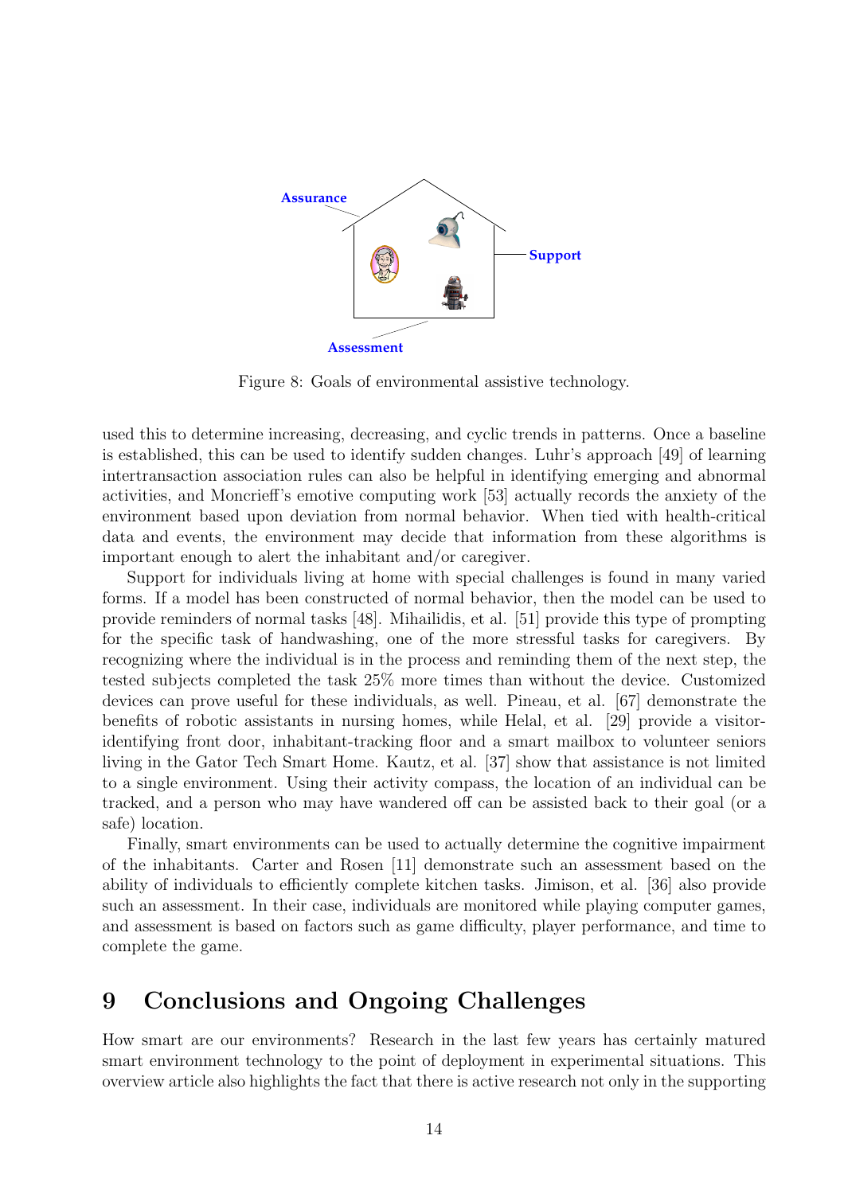Figure 8: Goals of environmental assistive technology.

used this to determine increasing, decreasing, and cyclic trends in patterns. Once a baseline is established, this can be used to identify sudden changes. Luhr's approach [49] of learning intertransaction association rules can also be helpful in identifying emerging and abnormal activities, and Moncrieff's emotive computing work [53] actually records the anxiety of the environment based upon deviation from normal behavior. When tied with health-critical data and events, the environment may decide that information from these algorithms is important enough to alert the inhabitant and/or caregiver.

Support for individuals living at home with special challenges is found in many varied forms. If a model has been constructed of normal behavior, then the model can be used to provide reminders of normal tasks [48]. Mihailidis, et al. [51] provide this type of prompting for the specific task of handwashing, one of the more stressful tasks for caregivers. By recognizing where the individual is in the process and reminding them of the next step, the tested subjects completed the task 25% more times than without the device. Customized devices can prove useful for these individuals, as well. Pineau, et al. [67] demonstrate the benefits of robotic assistants in nursing homes, while Helal, et al. [29] provide a visitor-identifying front door, inhabitant-tracking floor and a smart mailbox to volunteer seniors living in the Gator Tech Smart Home. Kautz, et al. [37] show that assistance is not limited to a single environment. Using their activity compass, the location of an individual can be tracked, and a person who may have wandered off can be assisted back to their goal (or a safe) location.

Finally, smart environments can be used to actually determine the cognitive impairment of the inhabitants. Carter and Rosen [11] demonstrate such an assessment based on the ability of individuals to efficiently complete kitchen tasks. Jimison, et al. [36] also provide such an assessment. In their case, individuals are monitored while playing computer games, and assessment is based on factors such as game difficulty, player performance, and time to complete the game.

# 9 Conclusions and Ongoing Challenges

How smart are our environments? Research in the last few years has certainly matured smart environment technology to the point of deployment in experimental situations. This overview article also highlights the fact that there is active research not only in the supporting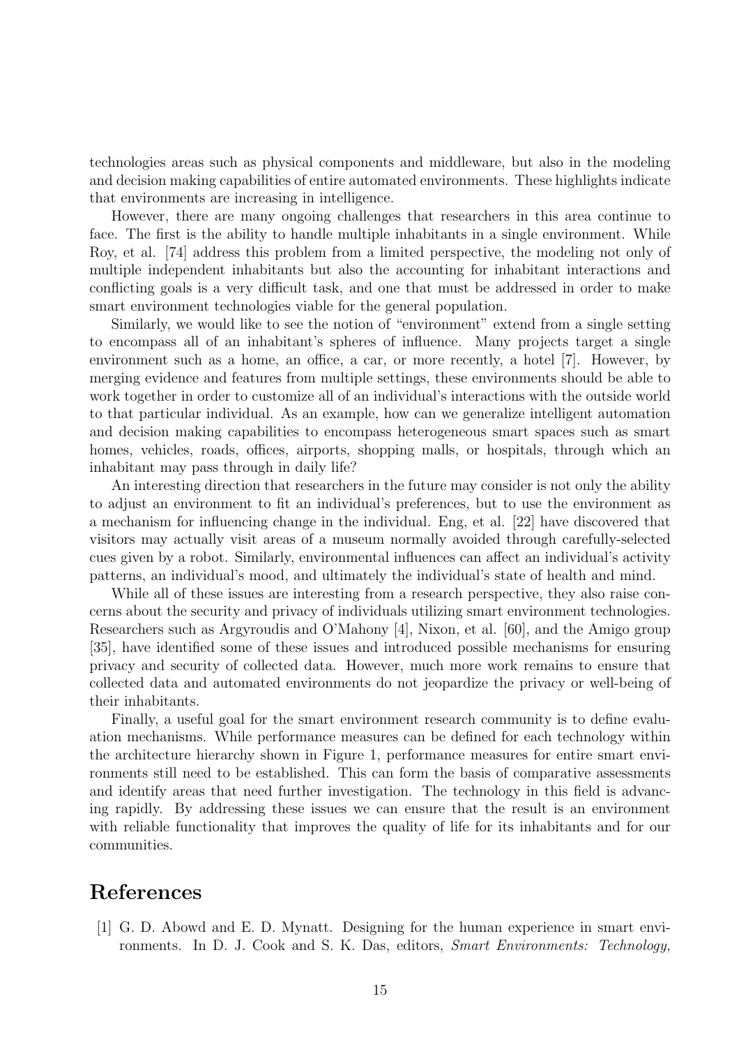technologies areas such as physical components and middleware, but also in the modeling and decision making capabilities of entire automated environments. These highlights indicate that environments are increasing in intelligence.

However, there are many ongoing challenges that researchers in this area continue to face. The first is the ability to handle multiple inhabitants in a single environment. While Roy, et al. [74] address this problem from a limited perspective, the modeling not only of multiple independent inhabitants but also the accounting for inhabitant interactions and conflicting goals is a very difficult task, and one that must be addressed in order to make smart environment technologies viable for the general population.

Similarly, we would like to see the notion of "environment" extend from a single setting to encompass all of an inhabitant's spheres of influence. Many projects target a single environment such as a home, an office, a car, or more recently, a hotel [7]. However, by merging evidence and features from multiple settings, these environments should be able to work together in order to customize all of an individual's interactions with the outside world to that particular individual. As an example, how can we generalize intelligent automation and decision making capabilities to encompass heterogeneous smart spaces such as smart homes, vehicles, roads, offices, airports, shopping malls, or hospitals, through which an inhabitant may pass through in daily life?

An interesting direction that researchers in the future may consider is not only the ability to adjust an environment to fit an individual's preferences, but to use the environment as a mechanism for influencing change in the individual. Eng, et al. [22] have discovered that visitors may actually visit areas of a museum normally avoided through carefully-selected cues given by a robot. Similarly, environmental influences can affect an individual's activity patterns, an individual's mood, and ultimately the individual's state of health and mind.

While all of these issues are interesting from a research perspective, they also raise concerns about the security and privacy of individuals utilizing smart environment technologies. Researchers such as Argyroudis and O'Mahony [4], Nixon, et al. [60], and the Amigo group [35], have identified some of these issues and introduced possible mechanisms for ensuring privacy and security of collected data. However, much more work remains to ensure that collected data and automated environments do not jeopardize the privacy or well-being of their inhabitants.

Finally, a useful goal for the smart environment research community is to define evaluation mechanisms. While performance measures can be defined for each technology within the architecture hierarchy shown in Figure 1, performance measures for entire smart environments still need to be established. This can form the basis of comparative assessments and identify areas that need further investigation. The technology in this field is advancing rapidly. By addressing these issues we can ensure that the result is an environment with reliable functionality that improves the quality of life for its inhabitants and for our communities.

# References

[1] G. D. Abowd and E. D. Mynatt. Designing for the human experience in smart environments. In D. J. Cook and S. K. Das, editors, *Smart Environments: Technology,*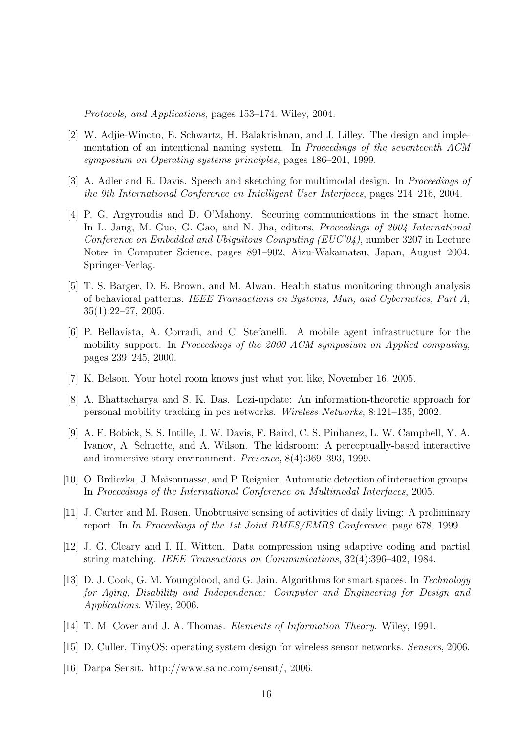*Protocols, and Applications*, pages 153–174. Wiley, 2004.

[2] W. Adjie-Winoto, E. Schwartz, H. Balakrishnan, and J. Lilley. The design and implementation of an intentional naming system. In *Proceedings of the seventeenth ACM symposium on Operating systems principles*, pages 186–201, 1999.

[3] A. Adler and R. Davis. Speech and sketching for multimodal design. In *Proceedings of the 9th International Conference on Intelligent User Interfaces*, pages 214–216, 2004.

[4] P. G. Argyroudis and D. O'Mahony. Securing communications in the smart home. In L. Jang, M. Guo, G. Gao, and N. Jha, editors, *Proceedings of 2004 International Conference on Embedded and Ubiquitous Computing (EUC'04)*, number 3207 in Lecture Notes in Computer Science, pages 891–902, Aizu-Wakamatsu, Japan, August 2004. Springer-Verlag.

[5] T. S. Barger, D. E. Brown, and M. Alwan. Health status monitoring through analysis of behavioral patterns. *IEEE Transactions on Systems, Man, and Cybernetics, Part A*, 35(1):22–27, 2005.

[6] P. Bellavista, A. Corradi, and C. Stefanelli. A mobile agent infrastructure for the mobility support. In *Proceedings of the 2000 ACM symposium on Applied computing*, pages 239–245, 2000.

[7] K. Belson. Your hotel room knows just what you like, November 16, 2005.

[8] A. Bhattacharya and S. K. Das. Lezi-update: An information-theoretic approach for personal mobility tracking in pcs networks. *Wireless Networks*, 8:121–135, 2002.

[9] A. F. Bobick, S. S. Intille, J. W. Davis, F. Baird, C. S. Pinhanez, L. W. Campbell, Y. A. Ivanov, A. Schuette, and A. Wilson. The kidsroom: A perceptually-based interactive and immersive story environment. *Presence*, 8(4):369–393, 1999.

[10] O. Brdiczka, J. Maisonnasse, and P. Reignier. Automatic detection of interaction groups. In *Proceedings of the International Conference on Multimodal Interfaces*, 2005.

[11] J. Carter and M. Rosen. Unobtrusive sensing of activities of daily living: A preliminary report. In *In Proceedings of the 1st Joint BMES/EMBS Conference*, page 678, 1999.

[12] J. G. Cleary and I. H. Witten. Data compression using adaptive coding and partial string matching. *IEEE Transactions on Communications*, 32(4):396–402, 1984.

[13] D. J. Cook, G. M. Youngblood, and G. Jain. Algorithms for smart spaces. In *Technology for Aging, Disability and Independence: Computer and Engineering for Design and Applications*. Wiley, 2006.

[14] T. M. Cover and J. A. Thomas. *Elements of Information Theory*. Wiley, 1991.

[15] D. Culler. TinyOS: operating system design for wireless sensor networks. *Sensors*, 2006.

[16] Darpa Sensit. http://www.sainc.com/sensit/, 2006.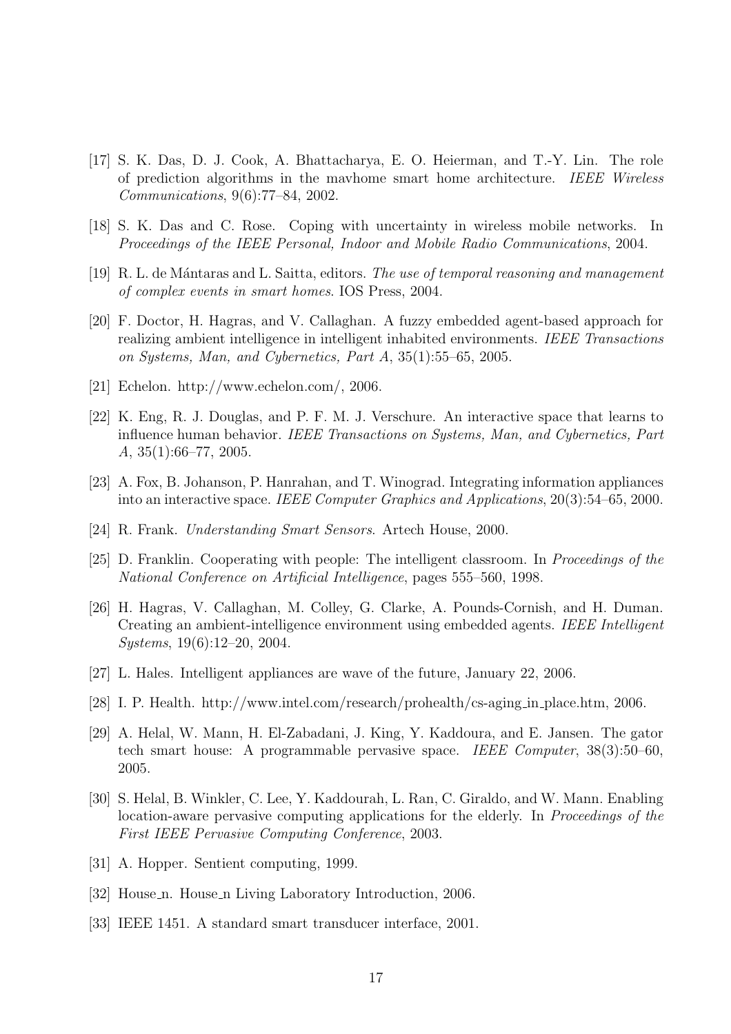[17] S. K. Das, D. J. Cook, A. Bhattacharya, E. O. Heierman, and T.-Y. Lin. The role of prediction algorithms in the mavhome smart home architecture. *IEEE Wireless Communications*, 9(6):77–84, 2002.

[18] S. K. Das and C. Rose. Coping with uncertainty in wireless mobile networks. In *Proceedings of the IEEE Personal, Indoor and Mobile Radio Communications*, 2004.

[19] R. L. de Mántaras and L. Saitta, editors. *The use of temporal reasoning and management of complex events in smart homes*. IOS Press, 2004.

[20] F. Doctor, H. Hagras, and V. Callaghan. A fuzzy embedded agent-based approach for realizing ambient intelligence in intelligent inhabited environments. *IEEE Transactions on Systems, Man, and Cybernetics, Part A*, 35(1):55–65, 2005.

[21] Echelon. http://www.echelon.com/, 2006.

[22] K. Eng, R. J. Douglas, and P. F. M. J. Verschure. An interactive space that learns to influence human behavior. *IEEE Transactions on Systems, Man, and Cybernetics, Part A*, 35(1):66–77, 2005.

[23] A. Fox, B. Johanson, P. Hanrahan, and T. Winograd. Integrating information appliances into an interactive space. *IEEE Computer Graphics and Applications*, 20(3):54–65, 2000.

[24] R. Frank. *Understanding Smart Sensors*. Artech House, 2000.

[25] D. Franklin. Cooperating with people: The intelligent classroom. In *Proceedings of the National Conference on Artificial Intelligence*, pages 555–560, 1998.

[26] H. Hagras, V. Callaghan, M. Colley, G. Clarke, A. Pounds-Cornish, and H. Duman. Creating an ambient-intelligence environment using embedded agents. *IEEE Intelligent Systems*, 19(6):12–20, 2004.

[27] L. Hales. Intelligent appliances are wave of the future, January 22, 2006.

[28] I. P. Health. http://www.intel.com/research/prohealth/cs-aging_in_place.htm, 2006.

[29] A. Helal, W. Mann, H. El-Zabadani, J. King, Y. Kaddoura, and E. Jansen. The gator tech smart house: A programmable pervasive space. *IEEE Computer*, 38(3):50–60, 2005.

[30] S. Helal, B. Winkler, C. Lee, Y. Kaddourah, L. Ran, C. Giraldo, and W. Mann. Enabling location-aware pervasive computing applications for the elderly. In *Proceedings of the First IEEE Pervasive Computing Conference*, 2003.

[31] A. Hopper. Sentient computing, 1999.

[32] House_n. House_n Living Laboratory Introduction, 2006.

[33] IEEE 1451. A standard smart transducer interface, 2001.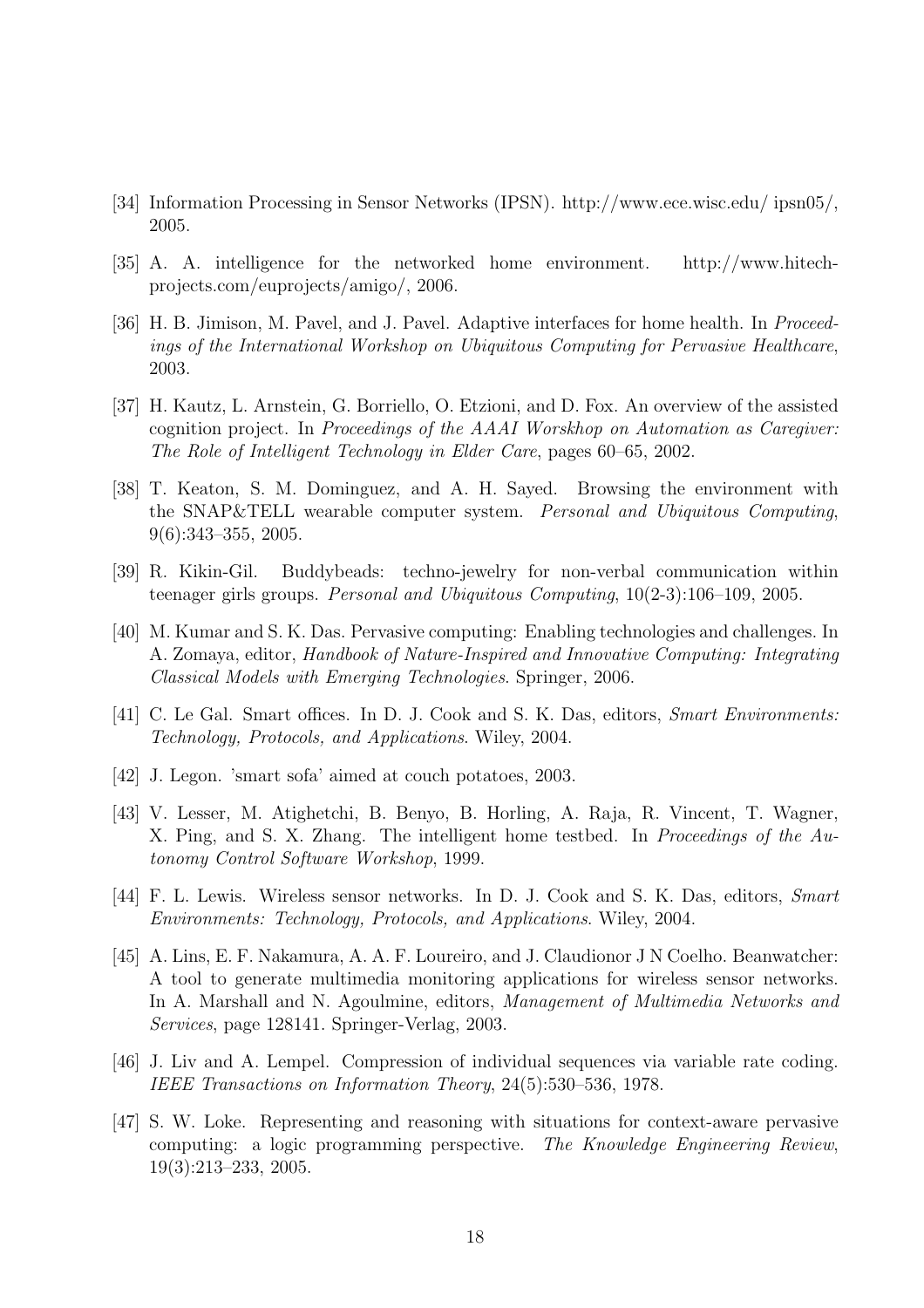[34] Information Processing in Sensor Networks (IPSN). http://www.ece.wisc.edu/ ipsn05/, 2005.

[35] A. A. intelligence for the networked home environment. http://www.hitech-projects.com/euprojects/amigo/, 2006.

[36] H. B. Jimison, M. Pavel, and J. Pavel. Adaptive interfaces for home health. In *Proceedings of the International Workshop on Ubiquitous Computing for Pervasive Healthcare*, 2003.

[37] H. Kautz, L. Arnstein, G. Borriello, O. Etzioni, and D. Fox. An overview of the assisted cognition project. In *Proceedings of the AAAI Worskhop on Automation as Caregiver: The Role of Intelligent Technology in Elder Care*, pages 60–65, 2002.

[38] T. Keaton, S. M. Dominguez, and A. H. Sayed. Browsing the environment with the SNAP&TELL wearable computer system. *Personal and Ubiquitous Computing*, 9(6):343–355, 2005.

[39] R. Kikin-Gil. Buddybeads: techno-jewelry for non-verbal communication within teenager girls groups. *Personal and Ubiquitous Computing*, 10(2-3):106–109, 2005.

[40] M. Kumar and S. K. Das. Pervasive computing: Enabling technologies and challenges. In A. Zomaya, editor, *Handbook of Nature-Inspired and Innovative Computing: Integrating Classical Models with Emerging Technologies*. Springer, 2006.

[41] C. Le Gal. Smart offices. In D. J. Cook and S. K. Das, editors, *Smart Environments: Technology, Protocols, and Applications*. Wiley, 2004.

[42] J. Legon. 'smart sofa' aimed at couch potatoes, 2003.

[43] V. Lesser, M. Atighetchi, B. Benyo, B. Horling, A. Raja, R. Vincent, T. Wagner, X. Ping, and S. X. Zhang. The intelligent home testbed. In *Proceedings of the Autonomy Control Software Workshop*, 1999.

[44] F. L. Lewis. Wireless sensor networks. In D. J. Cook and S. K. Das, editors, *Smart Environments: Technology, Protocols, and Applications*. Wiley, 2004.

[45] A. Lins, E. F. Nakamura, A. A. F. Loureiro, and J. Claudionor J N Coelho. Beanwatcher: A tool to generate multimedia monitoring applications for wireless sensor networks. In A. Marshall and N. Agoulmine, editors, *Management of Multimedia Networks and Services*, page 128141. Springer-Verlag, 2003.

[46] J. Liv and A. Lempel. Compression of individual sequences via variable rate coding. *IEEE Transactions on Information Theory*, 24(5):530–536, 1978.

[47] S. W. Loke. Representing and reasoning with situations for context-aware pervasive computing: a logic programming perspective. *The Knowledge Engineering Review*, 19(3):213–233, 2005.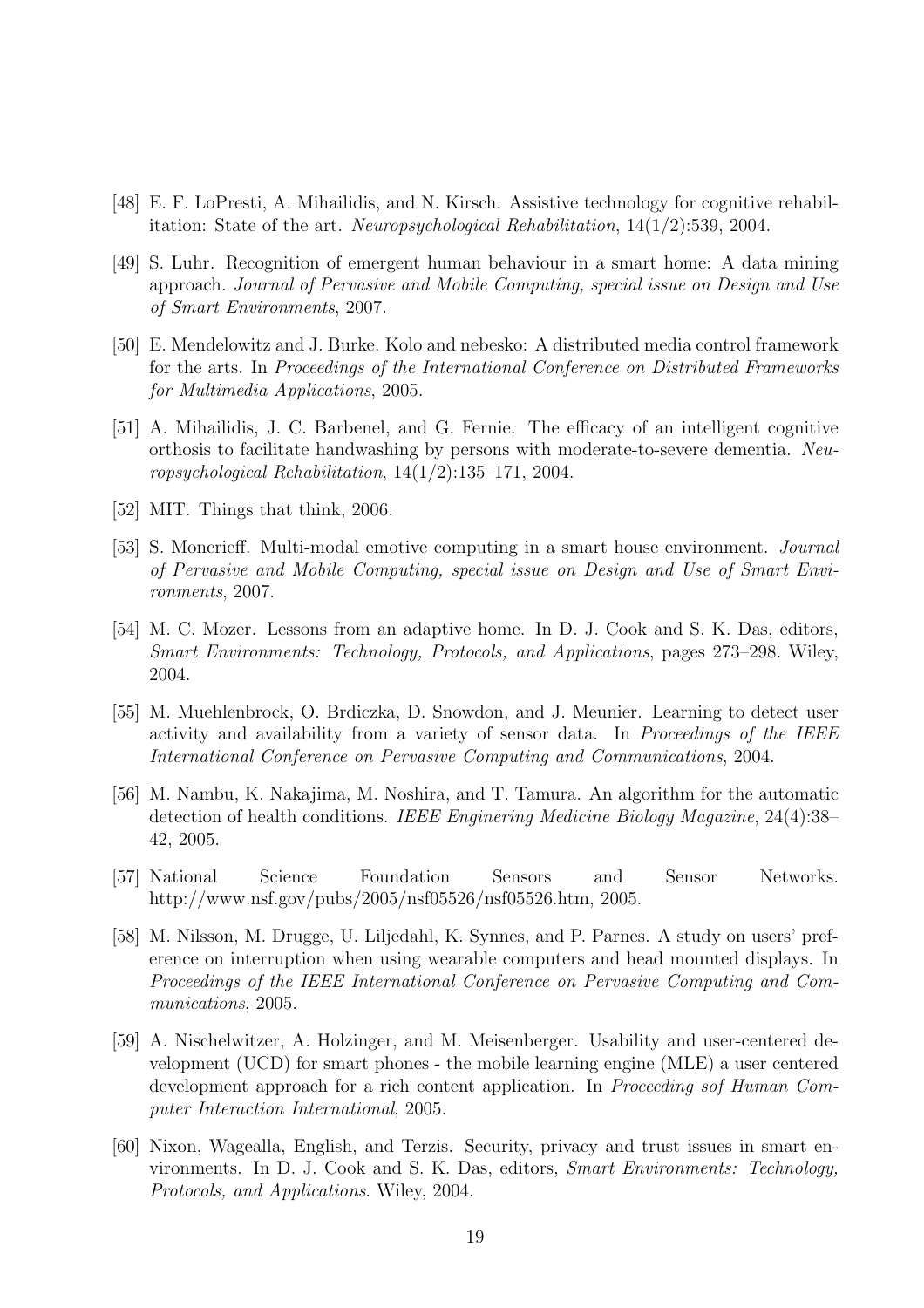[48] E. F. LoPresti, A. Mihailidis, and N. Kirsch. Assistive technology for cognitive rehabilitation: State of the art. *Neuropsychological Rehabilitation*, 14(1/2):539, 2004.

[49] S. Luhr. Recognition of emergent human behaviour in a smart home: A data mining approach. *Journal of Pervasive and Mobile Computing, special issue on Design and Use of Smart Environments*, 2007.

[50] E. Mendelowitz and J. Burke. Kolo and nebesko: A distributed media control framework for the arts. In *Proceedings of the International Conference on Distributed Frameworks for Multimedia Applications*, 2005.

[51] A. Mihailidis, J. C. Barbenel, and G. Fernie. The efficacy of an intelligent cognitive orthosis to facilitate handwashing by persons with moderate-to-severe dementia. *Neuropsychological Rehabilitation*, 14(1/2):135–171, 2004.

[52] MIT. Things that think, 2006.

[53] S. Moncrieff. Multi-modal emotive computing in a smart house environment. *Journal of Pervasive and Mobile Computing, special issue on Design and Use of Smart Environments*, 2007.

[54] M. C. Mozer. Lessons from an adaptive home. In D. J. Cook and S. K. Das, editors, *Smart Environments: Technology, Protocols, and Applications*, pages 273–298. Wiley, 2004.

[55] M. Muehlenbrock, O. Brdiczka, D. Snowdon, and J. Meunier. Learning to detect user activity and availability from a variety of sensor data. In *Proceedings of the IEEE International Conference on Pervasive Computing and Communications*, 2004.

[56] M. Nambu, K. Nakajima, M. Noshira, and T. Tamura. An algorithm for the automatic detection of health conditions. *IEEE Enginering Medicine Biology Magazine*, 24(4):38–42, 2005.

[57] National Science Foundation Sensors and Sensor Networks. http://www.nsf.gov/pubs/2005/nsf05526/nsf05526.htm, 2005.

[58] M. Nilsson, M. Drugge, U. Liljedahl, K. Synnes, and P. Parnes. A study on users' preference on interruption when using wearable computers and head mounted displays. In *Proceedings of the IEEE International Conference on Pervasive Computing and Communications*, 2005.

[59] A. Nischelwitzer, A. Holzinger, and M. Meisenberger. Usability and user-centered development (UCD) for smart phones - the mobile learning engine (MLE) a user centered development approach for a rich content application. In *Proceeding sof Human Computer Interaction International*, 2005.

[60] Nixon, Wagealla, English, and Terzis. Security, privacy and trust issues in smart environments. In D. J. Cook and S. K. Das, editors, *Smart Environments: Technology, Protocols, and Applications*. Wiley, 2004.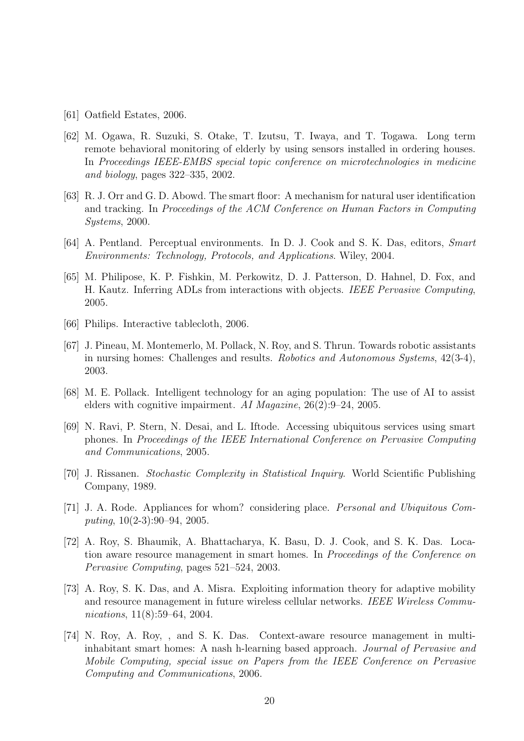[61] Oatfield Estates, 2006.

[62] M. Ogawa, R. Suzuki, S. Otake, T. Izutsu, T. Iwaya, and T. Togawa. Long term remote behavioral monitoring of elderly by using sensors installed in ordering houses. In *Proceedings IEEE-EMBS special topic conference on microtechnologies in medicine and biology*, pages 322–335, 2002.

[63] R. J. Orr and G. D. Abowd. The smart floor: A mechanism for natural user identification and tracking. In *Proceedings of the ACM Conference on Human Factors in Computing Systems*, 2000.

[64] A. Pentland. Perceptual environments. In D. J. Cook and S. K. Das, editors, *Smart Environments: Technology, Protocols, and Applications*. Wiley, 2004.

[65] M. Philipose, K. P. Fishkin, M. Perkowitz, D. J. Patterson, D. Hahnel, D. Fox, and H. Kautz. Inferring ADLs from interactions with objects. *IEEE Pervasive Computing*, 2005.

[66] Philips. Interactive tablecloth, 2006.

[67] J. Pineau, M. Montemerlo, M. Pollack, N. Roy, and S. Thrun. Towards robotic assistants in nursing homes: Challenges and results. *Robotics and Autonomous Systems*, 42(3-4), 2003.

[68] M. E. Pollack. Intelligent technology for an aging population: The use of AI to assist elders with cognitive impairment. *AI Magazine*, 26(2):9–24, 2005.

[69] N. Ravi, P. Stern, N. Desai, and L. Iftode. Accessing ubiquitous services using smart phones. In *Proceedings of the IEEE International Conference on Pervasive Computing and Communications*, 2005.

[70] J. Rissanen. *Stochastic Complexity in Statistical Inquiry*. World Scientific Publishing Company, 1989.

[71] J. A. Rode. Appliances for whom? considering place. *Personal and Ubiquitous Computing*, 10(2-3):90–94, 2005.

[72] A. Roy, S. Bhaumik, A. Bhattacharya, K. Basu, D. J. Cook, and S. K. Das. Location aware resource management in smart homes. In *Proceedings of the Conference on Pervasive Computing*, pages 521–524, 2003.

[73] A. Roy, S. K. Das, and A. Misra. Exploiting information theory for adaptive mobility and resource management in future wireless cellular networks. *IEEE Wireless Communications*, 11(8):59–64, 2004.

[74] N. Roy, A. Roy, , and S. K. Das. Context-aware resource management in multi-inhabitant smart homes: A nash h-learning based approach. *Journal of Pervasive and Mobile Computing, special issue on Papers from the IEEE Conference on Pervasive Computing and Communications*, 2006.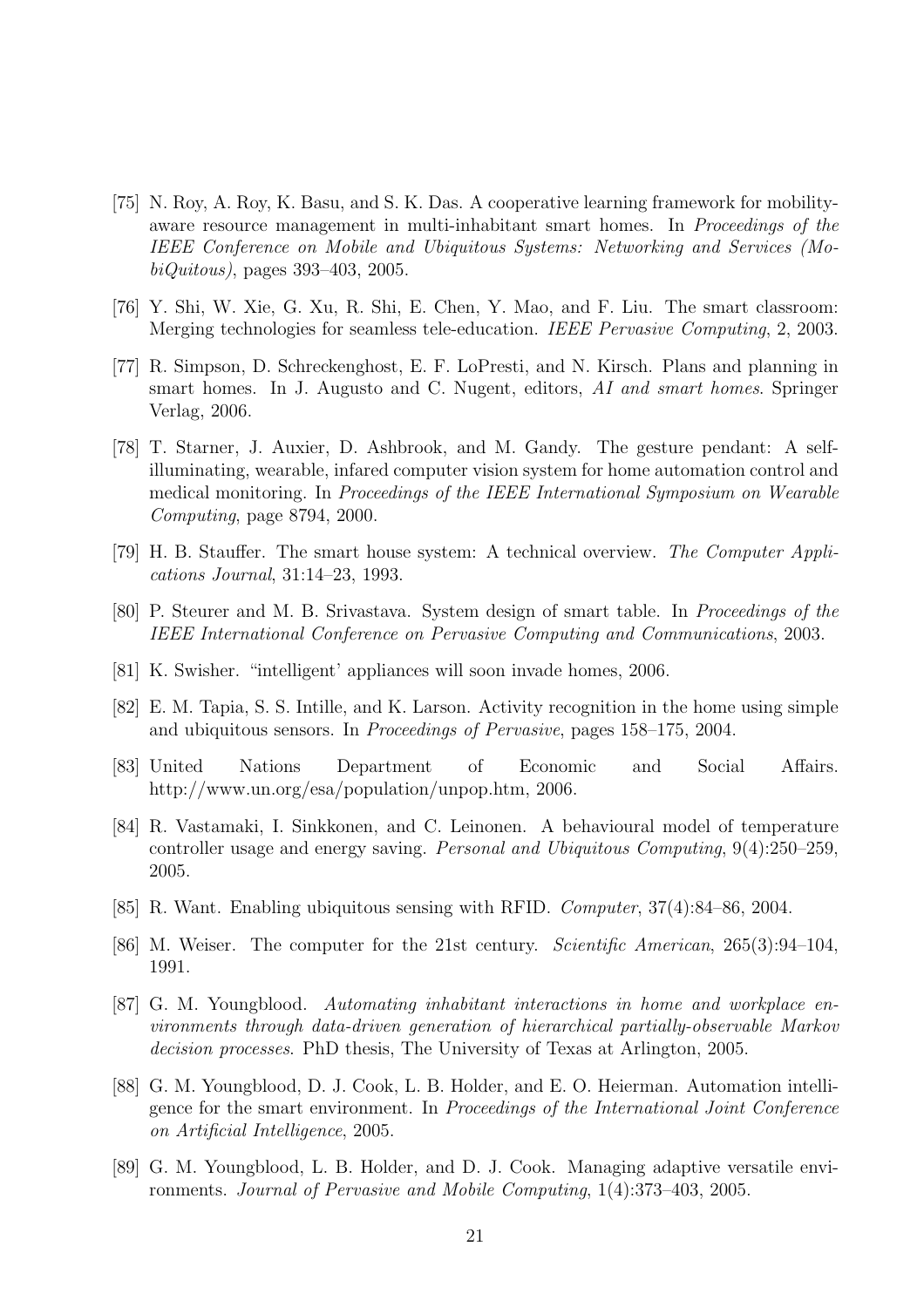[75] N. Roy, A. Roy, K. Basu, and S. K. Das. A cooperative learning framework for mobility-aware resource management in multi-inhabitant smart homes. In *Proceedings of the IEEE Conference on Mobile and Ubiquitous Systems: Networking and Services (MobiQuitous)*, pages 393–403, 2005.

[76] Y. Shi, W. Xie, G. Xu, R. Shi, E. Chen, Y. Mao, and F. Liu. The smart classroom: Merging technologies for seamless tele-education. *IEEE Pervasive Computing*, 2, 2003.

[77] R. Simpson, D. Schreckenghost, E. F. LoPresti, and N. Kirsch. Plans and planning in smart homes. In J. Augusto and C. Nugent, editors, *AI and smart homes*. Springer Verlag, 2006.

[78] T. Starner, J. Auxier, D. Ashbrook, and M. Gandy. The gesture pendant: A self-illuminating, wearable, infared computer vision system for home automation control and medical monitoring. In *Proceedings of the IEEE International Symposium on Wearable Computing*, page 8794, 2000.

[79] H. B. Stauffer. The smart house system: A technical overview. *The Computer Applications Journal*, 31:14–23, 1993.

[80] P. Steurer and M. B. Srivastava. System design of smart table. In *Proceedings of the IEEE International Conference on Pervasive Computing and Communications*, 2003.

[81] K. Swisher. "intelligent' appliances will soon invade homes, 2006.

[82] E. M. Tapia, S. S. Intille, and K. Larson. Activity recognition in the home using simple and ubiquitous sensors. In *Proceedings of Pervasive*, pages 158–175, 2004.

[83] United Nations Department of Economic and Social Affairs. http://www.un.org/esa/population/unpop.htm, 2006.

[84] R. Vastamaki, I. Sinkkonen, and C. Leinonen. A behavioural model of temperature controller usage and energy saving. *Personal and Ubiquitous Computing*, 9(4):250–259, 2005.

[85] R. Want. Enabling ubiquitous sensing with RFID. *Computer*, 37(4):84–86, 2004.

[86] M. Weiser. The computer for the 21st century. *Scientific American*, 265(3):94–104, 1991.

[87] G. M. Youngblood. *Automating inhabitant interactions in home and workplace environments through data-driven generation of hierarchical partially-observable Markov decision processes*. PhD thesis, The University of Texas at Arlington, 2005.

[88] G. M. Youngblood, D. J. Cook, L. B. Holder, and E. O. Heierman. Automation intelligence for the smart environment. In *Proceedings of the International Joint Conference on Artificial Intelligence*, 2005.

[89] G. M. Youngblood, L. B. Holder, and D. J. Cook. Managing adaptive versatile environments. *Journal of Pervasive and Mobile Computing*, 1(4):373–403, 2005.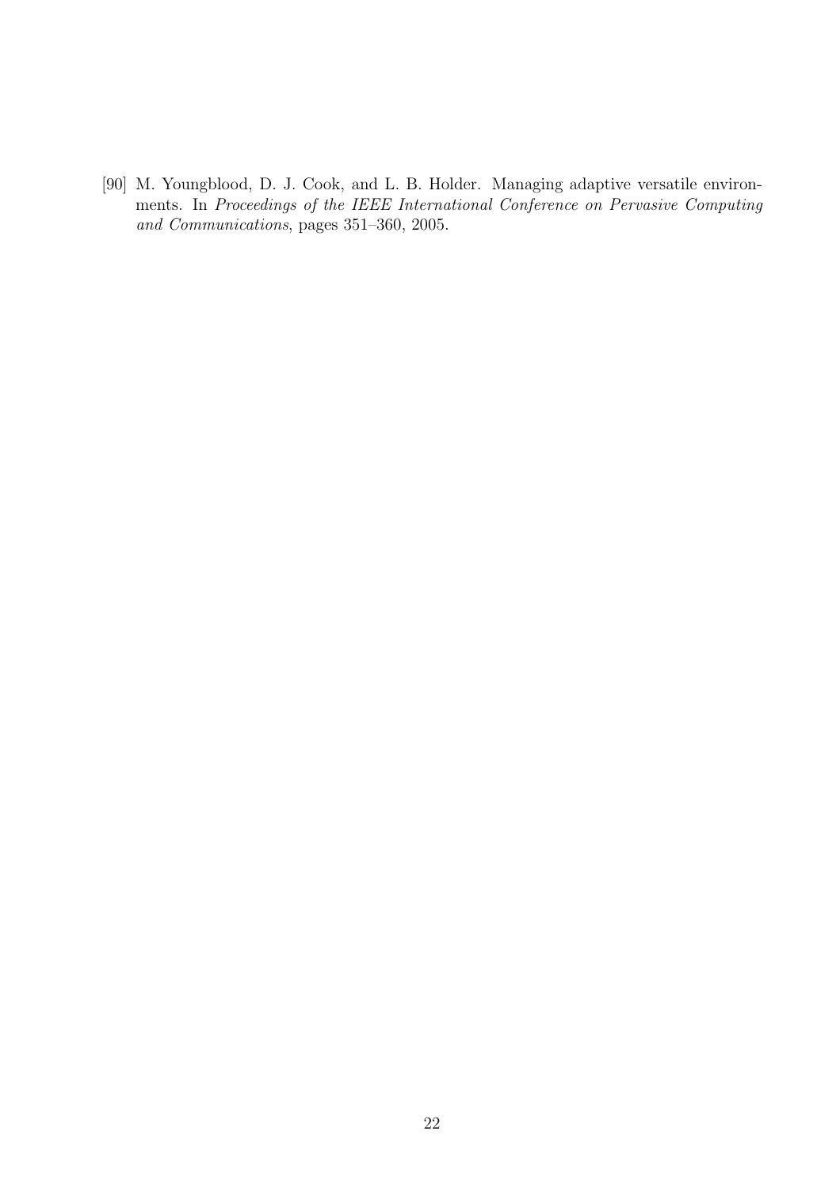[90] M. Youngblood, D. J. Cook, and L. B. Holder. Managing adaptive versatile environments. In *Proceedings of the IEEE International Conference on Pervasive Computing and Communications*, pages 351–360, 2005.